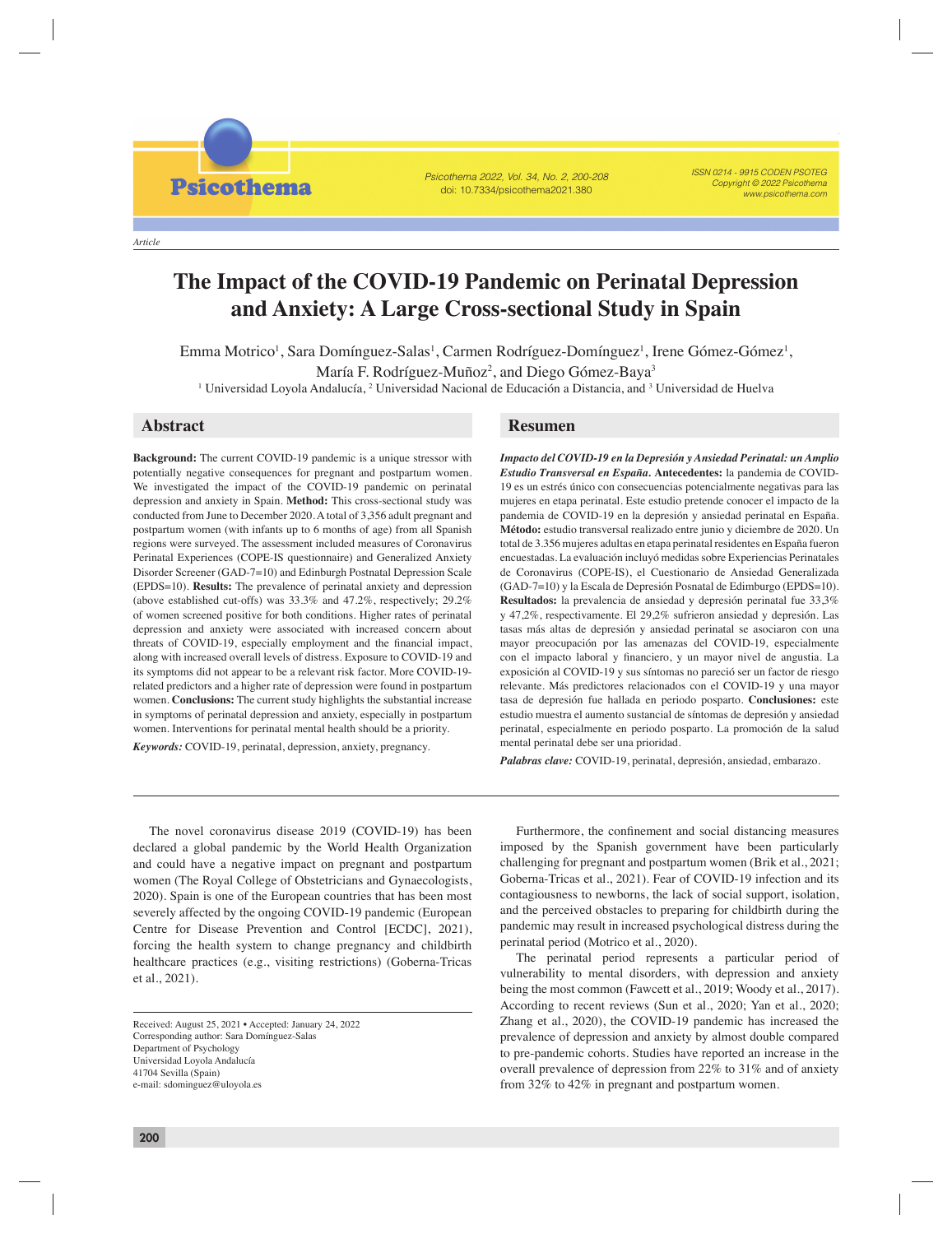Article

# The Impact of the COVID-19 Pandemic on Perinatal Depression and Anxiety: A Large Cross-sectional Study in Spain

Emma Motrico[1], Sara Domínguez-Salas[1], Carmen Rodríguez-Domínguez[1], Irene Gómez-Gómez[1], María F. Rodríguez-Muñoz[2], and Diego Gómez-Baya[3]

[1] Universidad Loyola Andalucía, [2] Universidad Nacional de Educación a Distancia, and [3] Universidad de Huelva

## Abstract

**Background:** The current COVID-19 pandemic is a unique stressor with potentially negative consequences for pregnant and postpartum women. We investigated the impact of the COVID-19 pandemic on perinatal depression and anxiety in Spain. **Method:** This cross-sectional study was conducted from June to December 2020. A total of 3,356 adult pregnant and postpartum women (with infants up to 6 months of age) from all Spanish regions were surveyed. The assessment included measures of Coronavirus Perinatal Experiences (COPE-IS questionnaire) and Generalized Anxiety Disorder Screener (GAD-7=10) and Edinburgh Postnatal Depression Scale (EPDS=10). **Results:** The prevalence of perinatal anxiety and depression (above established cut-offs) was 33.3% and 47.2%, respectively; 29.2% of women screened positive for both conditions. Higher rates of perinatal depression and anxiety were associated with increased concern about threats of COVID-19, especially employment and the financial impact, along with increased overall levels of distress. Exposure to COVID-19 and its symptoms did not appear to be a relevant risk factor. More COVID-19-related predictors and a higher rate of depression were found in postpartum women. **Conclusions:** The current study highlights the substantial increase in symptoms of perinatal depression and anxiety, especially in postpartum women. Interventions for perinatal mental health should be a priority.

***Keywords:*** COVID-19, perinatal, depression, anxiety, pregnancy.

## Resumen

***Impacto del COVID-19 en la Depresión y Ansiedad Perinatal: un Amplio Estudio Transversal en España.*** **Antecedentes:** la pandemia de COVID-19 es un estrés único con consecuencias potencialmente negativas para las mujeres en etapa perinatal. Este estudio pretende conocer el impacto de la pandemia de COVID-19 en la depresión y ansiedad perinatal en España. **Método:** estudio transversal realizado entre junio y diciembre de 2020. Un total de 3.356 mujeres adultas en etapa perinatal residentes en España fueron encuestadas. La evaluación incluyó medidas sobre Experiencias Perinatales de Coronavirus (COPE-IS), el Cuestionario de Ansiedad Generalizada (GAD-7=10) y la Escala de Depresión Posnatal de Edimburgo (EPDS=10). **Resultados:** la prevalencia de ansiedad y depresión perinatal fue 33,3% y 47,2%, respectivamente. El 29,2% sufrieron ansiedad y depresión. Las tasas más altas de depresión y ansiedad perinatal se asociaron con una mayor preocupación por las amenazas del COVID-19, especialmente con el impacto laboral y financiero, y un mayor nivel de angustia. La exposición al COVID-19 y sus síntomas no pareció ser un factor de riesgo relevante. Más predictores relacionados con el COVID-19 y una mayor tasa de depresión fue hallada en periodo posparto. **Conclusiones:** este estudio muestra el aumento sustancial de síntomas de depresión y ansiedad perinatal, especialmente en periodo posparto. La promoción de la salud mental perinatal debe ser una prioridad.

***Palabras clave:*** COVID-19, perinatal, depresión, ansiedad, embarazo.

The novel coronavirus disease 2019 (COVID-19) has been declared a global pandemic by the World Health Organization and could have a negative impact on pregnant and postpartum women (The Royal College of Obstetricians and Gynaecologists, 2020). Spain is one of the European countries that has been most severely affected by the ongoing COVID-19 pandemic (European Centre for Disease Prevention and Control [ECDC], 2021), forcing the health system to change pregnancy and childbirth healthcare practices (e.g., visiting restrictions) (Goberna-Tricas et al., 2021).

Furthermore, the confinement and social distancing measures imposed by the Spanish government have been particularly challenging for pregnant and postpartum women (Brik et al., 2021; Goberna-Tricas et al., 2021). Fear of COVID-19 infection and its contagiousness to newborns, the lack of social support, isolation, and the perceived obstacles to preparing for childbirth during the pandemic may result in increased psychological distress during the perinatal period (Motrico et al., 2020).

The perinatal period represents a particular period of vulnerability to mental disorders, with depression and anxiety being the most common (Fawcett et al., 2019; Woody et al., 2017). According to recent reviews (Sun et al., 2020; Yan et al., 2020; Zhang et al., 2020), the COVID-19 pandemic has increased the prevalence of depression and anxiety by almost double compared to pre-pandemic cohorts. Studies have reported an increase in the overall prevalence of depression from 22% to 31% and of anxiety from 32% to 42% in pregnant and postpartum women.

Received: August 25, 2021 • Accepted: January 24, 2022
Corresponding author: Sara Domínguez-Salas
Department of Psychology
Universidad Loyola Andalucía
41704 Sevilla (Spain)
e-mail: sdominguez@uloyola.es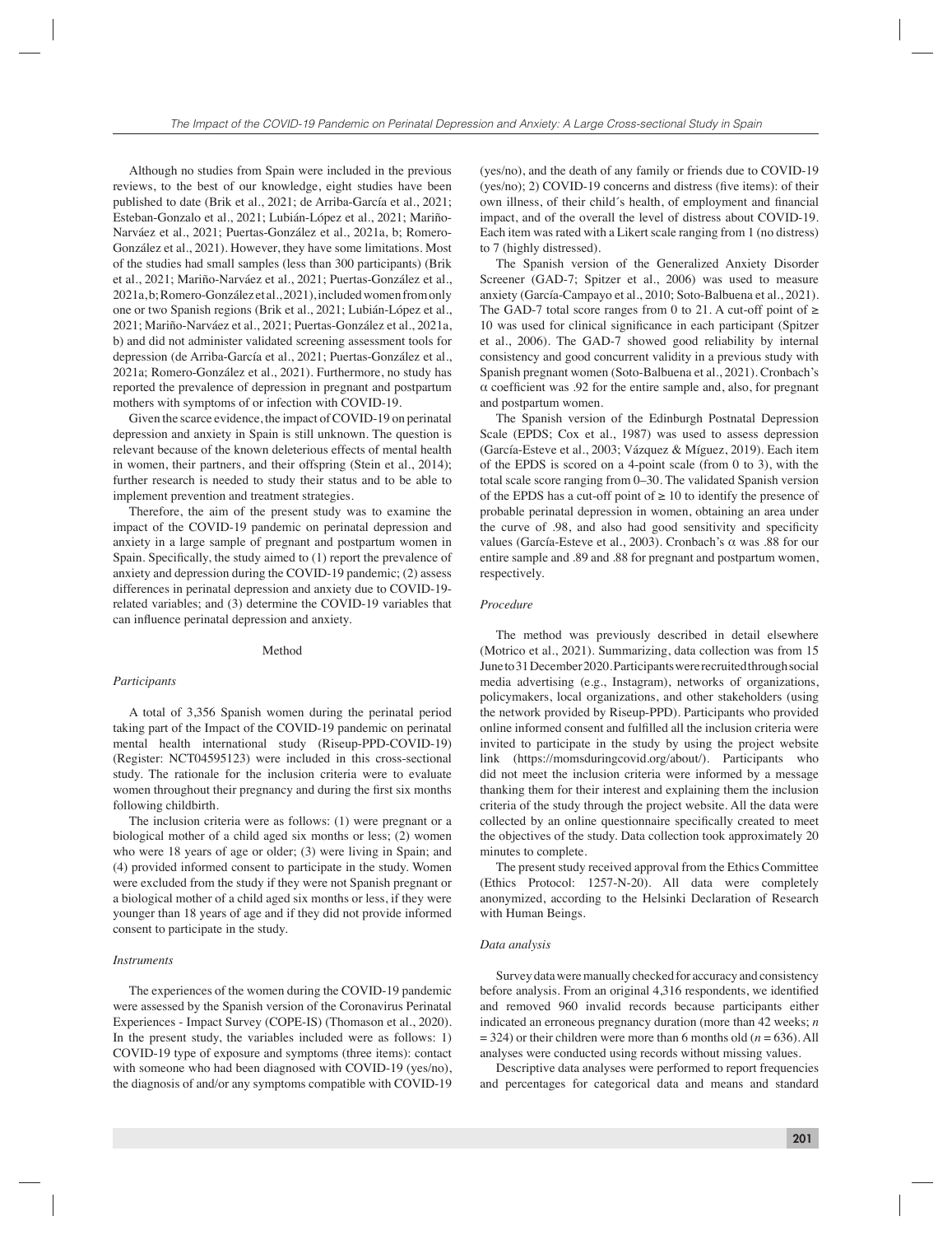Although no studies from Spain were included in the previous reviews, to the best of our knowledge, eight studies have been published to date (Brik et al., 2021; de Arriba-García et al., 2021; Esteban-Gonzalo et al., 2021; Lubián-López et al., 2021; Mariño-Narváez et al., 2021; Puertas-González et al., 2021a, b; Romero-González et al., 2021). However, they have some limitations. Most of the studies had small samples (less than 300 participants) (Brik et al., 2021; Mariño-Narváez et al., 2021; Puertas-González et al., 2021a, b; Romero-González et al., 2021), included women from only one or two Spanish regions (Brik et al., 2021; Lubián-López et al., 2021; Mariño-Narváez et al., 2021; Puertas-González et al., 2021a, b) and did not administer validated screening assessment tools for depression (de Arriba-García et al., 2021; Puertas-González et al., 2021a; Romero-González et al., 2021). Furthermore, no study has reported the prevalence of depression in pregnant and postpartum mothers with symptoms of or infection with COVID-19.

Given the scarce evidence, the impact of COVID-19 on perinatal depression and anxiety in Spain is still unknown. The question is relevant because of the known deleterious effects of mental health in women, their partners, and their offspring (Stein et al., 2014); further research is needed to study their status and to be able to implement prevention and treatment strategies.

Therefore, the aim of the present study was to examine the impact of the COVID-19 pandemic on perinatal depression and anxiety in a large sample of pregnant and postpartum women in Spain. Specifically, the study aimed to (1) report the prevalence of anxiety and depression during the COVID-19 pandemic; (2) assess differences in perinatal depression and anxiety due to COVID-19-related variables; and (3) determine the COVID-19 variables that can influence perinatal depression and anxiety.

## Method

### *Participants*

A total of 3,356 Spanish women during the perinatal period taking part of the Impact of the COVID-19 pandemic on perinatal mental health international study (Riseup-PPD-COVID-19) (Register: NCT04595123) were included in this cross-sectional study. The rationale for the inclusion criteria were to evaluate women throughout their pregnancy and during the first six months following childbirth.

The inclusion criteria were as follows: (1) were pregnant or a biological mother of a child aged six months or less; (2) women who were 18 years of age or older; (3) were living in Spain; and (4) provided informed consent to participate in the study. Women were excluded from the study if they were not Spanish pregnant or a biological mother of a child aged six months or less, if they were younger than 18 years of age and if they did not provide informed consent to participate in the study.

### *Instruments*

The experiences of the women during the COVID-19 pandemic were assessed by the Spanish version of the Coronavirus Perinatal Experiences - Impact Survey (COPE-IS) (Thomason et al., 2020). In the present study, the variables included were as follows: 1) COVID-19 type of exposure and symptoms (three items): contact with someone who had been diagnosed with COVID-19 (yes/no), the diagnosis of and/or any symptoms compatible with COVID-19 (yes/no), and the death of any family or friends due to COVID-19 (yes/no); 2) COVID-19 concerns and distress (five items): of their own illness, of their child´s health, of employment and financial impact, and of the overall the level of distress about COVID-19. Each item was rated with a Likert scale ranging from 1 (no distress) to 7 (highly distressed).

The Spanish version of the Generalized Anxiety Disorder Screener (GAD-7; Spitzer et al., 2006) was used to measure anxiety (García-Campayo et al., 2010; Soto-Balbuena et al., 2021). The GAD-7 total score ranges from 0 to 21. A cut-off point of ≥ 10 was used for clinical significance in each participant (Spitzer et al., 2006). The GAD-7 showed good reliability by internal consistency and good concurrent validity in a previous study with Spanish pregnant women (Soto-Balbuena et al., 2021). Cronbach's $\alpha$ coefficient was .92 for the entire sample and, also, for pregnant and postpartum women.

The Spanish version of the Edinburgh Postnatal Depression Scale (EPDS; Cox et al., 1987) was used to assess depression (García-Esteve et al., 2003; Vázquez & Míguez, 2019). Each item of the EPDS is scored on a 4-point scale (from 0 to 3), with the total scale score ranging from 0–30. The validated Spanish version of the EPDS has a cut-off point of ≥ 10 to identify the presence of probable perinatal depression in women, obtaining an area under the curve of .98, and also had good sensitivity and specificity values (García-Esteve et al., 2003). Cronbach's $\alpha$ was .88 for our entire sample and .89 and .88 for pregnant and postpartum women, respectively.

### *Procedure*

The method was previously described in detail elsewhere (Motrico et al., 2021). Summarizing, data collection was from 15 June to 31 December 2020. Participants were recruited through social media advertising (e.g., Instagram), networks of organizations, policymakers, local organizations, and other stakeholders (using the network provided by Riseup-PPD). Participants who provided online informed consent and fulfilled all the inclusion criteria were invited to participate in the study by using the project website link (https://momsduringcovid.org/about/). Participants who did not meet the inclusion criteria were informed by a message thanking them for their interest and explaining them the inclusion criteria of the study through the project website. All the data were collected by an online questionnaire specifically created to meet the objectives of the study. Data collection took approximately 20 minutes to complete.

The present study received approval from the Ethics Committee (Ethics Protocol: 1257-N-20). All data were completely anonymized, according to the Helsinki Declaration of Research with Human Beings.

### *Data analysis*

Survey data were manually checked for accuracy and consistency before analysis. From an original 4,316 respondents, we identified and removed 960 invalid records because participants either indicated an erroneous pregnancy duration (more than 42 weeks; $n$ = 324) or their children were more than 6 months old ($n$ = 636). All analyses were conducted using records without missing values.

Descriptive data analyses were performed to report frequencies and percentages for categorical data and means and standard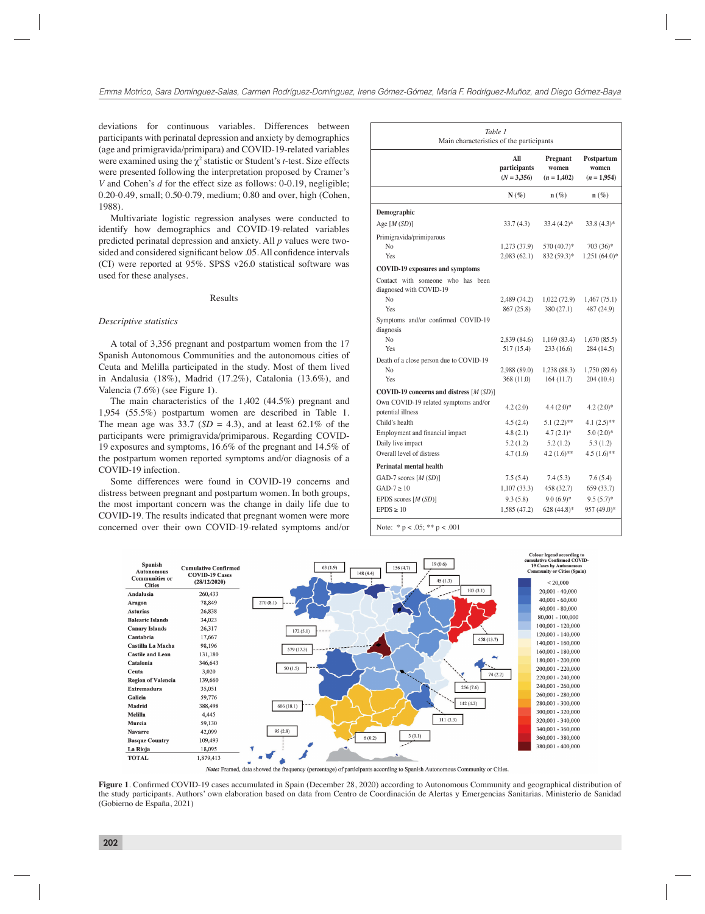deviations for continuous variables. Differences between participants with perinatal depression and anxiety by demographics (age and primigravida/primipara) and COVID-19-related variables were examined using the $\chi^2$ statistic or Student's $t$-test. Size effects were presented following the interpretation proposed by Cramer's $V$ and Cohen's $d$ for the effect size as follows: 0-0.19, negligible; 0.20-0.49, small; 0.50-0.79, medium; 0.80 and over, high (Cohen, 1988).

Multivariate logistic regression analyses were conducted to identify how demographics and COVID-19-related variables predicted perinatal depression and anxiety. All $p$ values were two-sided and considered significant below .05. All confidence intervals (CI) were reported at 95%. SPSS v26.0 statistical software was used for these analyses.

## Results

### *Descriptive statistics*

A total of 3,356 pregnant and postpartum women from the 17 Spanish Autonomous Communities and the autonomous cities of Ceuta and Melilla participated in the study. Most of them lived in Andalusia (18%), Madrid (17.2%), Catalonia (13.6%), and Valencia (7.6%) (see Figure 1).

The main characteristics of the 1,402 (44.5%) pregnant and 1,954 (55.5%) postpartum women are described in Table 1. The mean age was 33.7 ($SD$ = 4.3), and at least 62.1% of the participants were primigravida/primiparous. Regarding COVID-19 exposures and symptoms, 16.6% of the pregnant and 14.5% of the postpartum women reported symptoms and/or diagnosis of a COVID-19 infection.

Some differences were found in COVID-19 concerns and distress between pregnant and postpartum women. In both groups, the most important concern was the change in daily life due to COVID-19. The results indicated that pregnant women were more concerned over their own COVID-19-related symptoms and/or

*Table 1*
Main characteristics of the participants

| | All participants ($N$ = 3,356) | Pregnant women ($n$ = 1,402) | Postpartum women ($n$ = 1,954) |
|---|---|---|---|
| | N (%) | n (%) | n (%) |
| **Demographic** | | | |
| Age [$M$ ($SD$)] | 33.7 (4.3) | 33.4 (4.2)* | 33.8 (4.3)* |
| Primigravida/primiparous | | | |
| No | 1,273 (37.9) | 570 (40.7)* | 703 (36)* |
| Yes | 2,083 (62.1) | 832 (59.3)* | 1,251 (64.0)* |
| **COVID-19 exposures and symptoms** | | | |
| Contact with someone who has been diagnosed with COVID-19 | | | |
| No | 2,489 (74.2) | 1,022 (72.9) | 1,467 (75.1) |
| Yes | 867 (25.8) | 380 (27.1) | 487 (24.9) |
| Symptoms and/or confirmed COVID-19 diagnosis | | | |
| No | 2,839 (84.6) | 1,169 (83.4) | 1,670 (85.5) |
| Yes | 517 (15.4) | 233 (16.6) | 284 (14.5) |
| Death of a close person due to COVID-19 | | | |
| No | 2,988 (89.0) | 1,238 (88.3) | 1,750 (89.6) |
| Yes | 368 (11.0) | 164 (11.7) | 204 (10.4) |
| **COVID-19 concerns and distress** [$M$ ($SD$)] | | | |
| Own COVID-19 related symptoms and/or potential illness | 4.2 (2.0) | 4.4 (2.0)* | 4.2 (2.0)* |
| Child's health | 4.5 (2.4) | 5.1 (2.2)** | 4.1 (2.5)** |
| Employment and financial impact | 4.8 (2.1) | 4.7 (2.1)* | 5.0 (2.0)* |
| Daily live impact | 5.2 (1.2) | 5.2 (1.2) | 5.3 (1.2) |
| Overall level of distress | 4.7 (1.6) | 4.2 (1.6)** | 4.5 (1.6)** |
| **Perinatal mental health** | | | |
| GAD-7 scores [$M$ ($SD$)] | 7.5 (5.4) | 7.4 (5.3) | 7.6 (5.4) |
| GAD-7 ≥ 10 | 1,107 (33.3) | 458 (32.7) | 659 (33.7) |
| EPDS scores [$M$ ($SD$)] | 9.3 (5.8) | 9.0 (6.9)* | 9.5 (5.7)* |
| EPDS ≥ 10 | 1,585 (47.2) | 628 (44.8)* | 957 (49.0)* |

Note: * $p$ < .05; ** $p$ < .001

| Spanish Autonomous Communities or Cities | Cumulative Confirmed COVID-19 Cases (28/12/2020) |
|---|---|
| Andalusia | 260,433 |
| Aragon | 78,849 |
| Asturias | 26,838 |
| Balearic Islands | 34,023 |
| Canary Islands | 26,317 |
| Cantabria | 17,667 |
| Castilla La Macha | 98,196 |
| Castile and Leon | 131,180 |
| Catalonia | 346,643 |
| Ceuta | 3,020 |
| Region of Valencia | 139,660 |
| Extremadura | 35,051 |
| Galicia | 59,776 |
| Madrid | 388,498 |
| Melilla | 4,445 |
| Murcia | 59,130 |
| Navarre | 42,099 |
| Basque Country | 109,493 |
| La Rioja | 18,095 |
| TOTAL | 1,879,413 |

*Note:* Framed, data showed the frequency (percentage) of participants according to Spanish Autonomous Community or Cities.

**Figure 1**. Confirmed COVID-19 cases accumulated in Spain (December 28, 2020) according to Autonomous Community and geographical distribution of the study participants. Authors' own elaboration based on data from Centro de Coordinación de Alertas y Emergencias Sanitarias. Ministerio de Sanidad (Gobierno de España, 2021)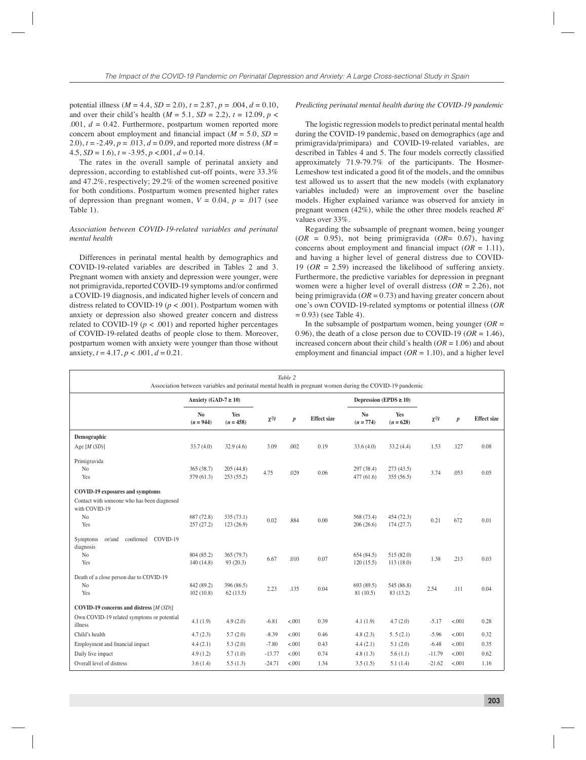potential illness ($M$ = 4.4, $SD$ = 2.0), $t$ = 2.87, $p$ = .004, $d$ = 0.10, and over their child's health ($M$ = 5.1, $SD$ = 2.2), $t$ = 12.09, $p$ < .001, $d$ = 0.42. Furthermore, postpartum women reported more concern about employment and financial impact ($M$ = 5.0, $SD$ = 2.0), $t$ = -2.49, $p$ = .013, $d$ = 0.09, and reported more distress ($M$ = 4.5, $SD$ = 1.6), $t$ = -3.95, $p$ <.001, $d$ = 0.14.

The rates in the overall sample of perinatal anxiety and depression, according to established cut-off points, were 33.3% and 47.2%, respectively; 29.2% of the women screened positive for both conditions. Postpartum women presented higher rates of depression than pregnant women, $V$ = 0.04, $p$ = .017 (see Table 1).

### *Association between COVID-19-related variables and perinatal mental health*

Differences in perinatal mental health by demographics and COVID-19-related variables are described in Tables 2 and 3. Pregnant women with anxiety and depression were younger, were not primigravida, reported COVID-19 symptoms and/or confirmed a COVID-19 diagnosis, and indicated higher levels of concern and distress related to COVID-19 ($p$ < .001). Postpartum women with anxiety or depression also showed greater concern and distress related to COVID-19 ($p$ < .001) and reported higher percentages of COVID-19-related deaths of people close to them. Moreover, postpartum women with anxiety were younger than those without anxiety, $t$ = 4.17, $p$ < .001, $d$ = 0.21.

### *Predicting perinatal mental health during the COVID-19 pandemic*

The logistic regression models to predict perinatal mental health during the COVID-19 pandemic, based on demographics (age and primigravida/primipara) and COVID-19-related variables, are described in Tables 4 and 5. The four models correctly classified approximately 71.9-79.7% of the participants. The Hosmer-Lemeshow test indicated a good fit of the models, and the omnibus test allowed us to assert that the new models (with explanatory variables included) were an improvement over the baseline models. Higher explained variance was observed for anxiety in pregnant women (42%), while the other three models reached $R^2$ values over 33%.

Regarding the subsample of pregnant women, being younger ($OR$ = 0.95), not being primigravida ($OR$= 0.67), having concerns about employment and financial impact ($OR$ = 1.11), and having a higher level of general distress due to COVID-19 ($OR$ = 2.59) increased the likelihood of suffering anxiety. Furthermore, the predictive variables for depression in pregnant women were a higher level of overall distress ($OR$ = 2.26), not being primigravida ($OR$ = 0.73) and having greater concern about one's own COVID-19-related symptoms or potential illness ($OR$ = 0.93) (see Table 4).

In the subsample of postpartum women, being younger ($OR$ = 0.96), the death of a close person due to COVID-19 ($OR$ = 1.46), increased concern about their child´s health ($OR$ = 1.06) and about employment and financial impact ($OR$ = 1.10), and a higher level

Table 2
Association between variables and perinatal mental health in pregnant women during the COVID-19 pandemic

| | Anxiety (GAD-7 ≥ 10) | | | | | Depression (EPDS ≥ 10) | | | | |
|---|---|---|---|---|---|---|---|---|---|---|
| | No ($n$ = 944) | Yes ($n$ = 458) | $\chi^2/t$ | $p$ | Effect size | No ($n$ = 774) | Yes ($n$ = 628) | $\chi^2/t$ | $p$ | Effect size |
| **Demographic** | | | | | | | | | | |
| Age [$M$ ($SD$)] | 33.7 (4.0) | 32.9 (4.6) | 3.09 | .002 | 0.19 | 33.6 (4.0) | 33.2 (4.4) | 1.53 | .127 | 0.08 |
| Primigravida | | | | | | | | | | |
| No | 365 (38.7) | 205 (44.8) | 4.75 | .029 | 0.06 | 297 (38.4) | 273 (43.5) | 3.74 | .053 | 0.05 |
| Yes | 579 (61.3) | 253 (55.2) | | | | 477 (61.6) | 355 (56.5) | | | |
| **COVID-19 exposures and symptoms** | | | | | | | | | | |
| Contact with someone who has been diagnosed with COVID-19 | | | | | | | | | | |
| No | 687 (72.8) | 335 (73.1) | 0.02 | .884 | 0.00 | 568 (73.4) | 454 (72.3) | 0.21 | .672 | 0.01 |
| Yes | 257 (27.2) | 123 (26.9) | | | | 206 (26.6) | 174 (27.7) | | | |
| Symptoms or/and confirmed COVID-19 diagnosis | | | | | | | | | | |
| No | 804 (85.2) | 365 (79.7) | 6.67 | .010 | 0.07 | 654 (84.5) | 515 (82.0) | 1.38 | .213 | 0.03 |
| Yes | 140 (14.8) | 93 (20.3) | | | | 120 (15.5) | 113 (18.0) | | | |
| Death of a close person due to COVID-19 | | | | | | | | | | |
| No | 842 (89.2) | 396 (86.5) | 2.23 | .135 | 0.04 | 693 (89.5) | 545 (86.8) | 2.54 | .111 | 0.04 |
| Yes | 102 (10.8) | 62 (13.5) | | | | 81 (10.5) | 83 (13.2) | | | |
| **COVID-19 concerns and distress** [$M$ ($SD$)] | | | | | | | | | | |
| Own COVID-19 related symptoms or potential illness | 4.1 (1.9) | 4.9 (2.0) | -6.81 | <.001 | 0.39 | 4.1 (1.9) | 4.7 (2.0) | -5.17 | <.001 | 0.28 |
| Child's health | 4.7 (2.3) | 5.7 (2.0) | -8.39 | <.001 | 0.46 | 4.8 (2.3) | 5. 5 (2.1) | -5.96 | <.001 | 0.32 |
| Employment and financial impact | 4.4 (2.1) | 5.3 (2.0) | -7.80 | <.001 | 0.43 | 4.4 (2.1) | 5.1 (2.0) | -6.48 | <.001 | 0.35 |
| Daily live impact | 4.9 (1.2) | 5.7 (1.0) | -13.77 | <.001 | 0.74 | 4.8 (1.3) | 5.6 (1.1) | -11.79 | <.001 | 0.62 |
| Overall level of distress | 3.6 (1.4) | 5.5 (1.3) | -24.71 | <.001 | 1.34 | 3.5 (1.5) | 5.1 (1.4) | -21.62 | <.001 | 1.16 |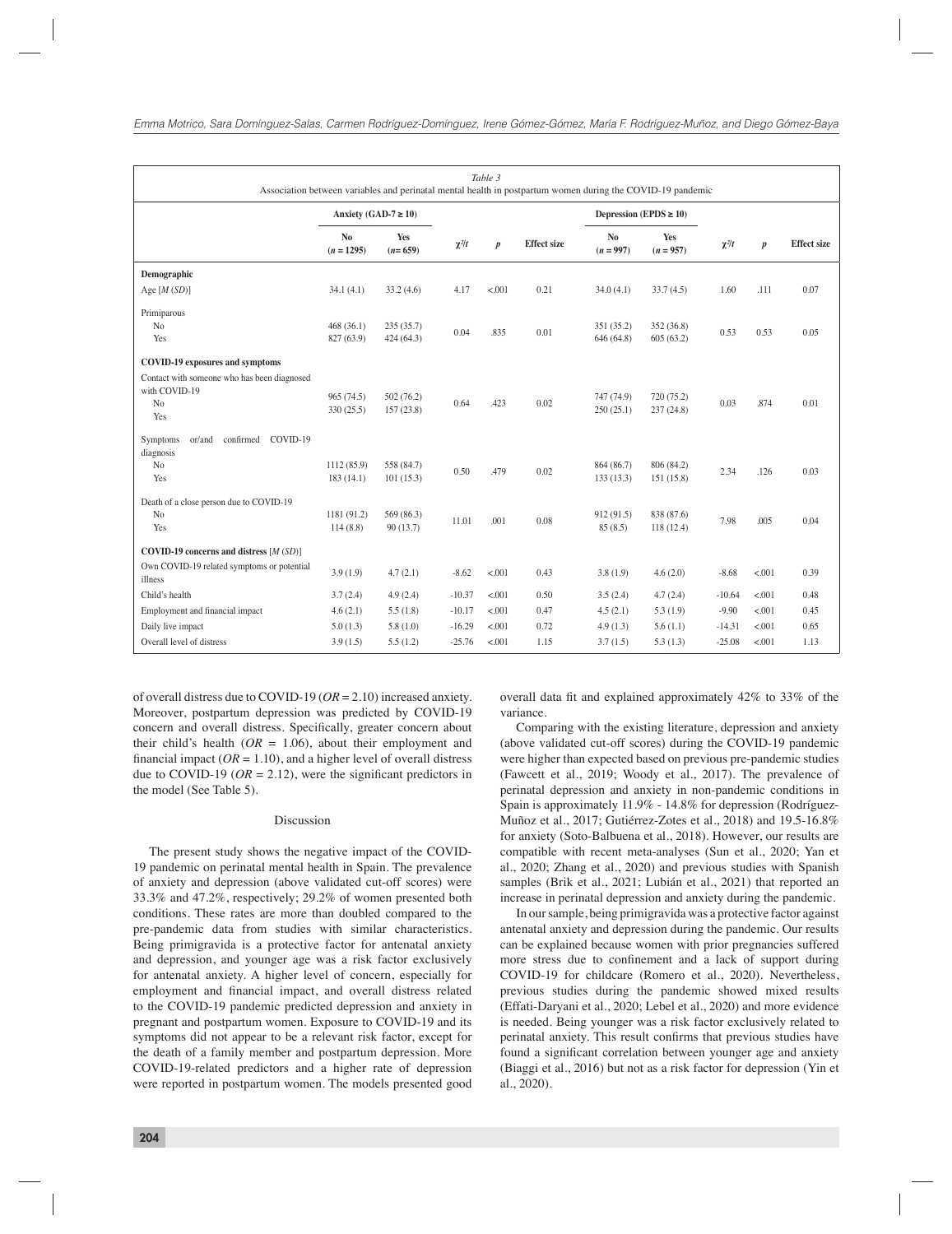*Table 3*
Association between variables and perinatal mental health in postpartum women during the COVID-19 pandemic

| | Anxiety (GAD-7 ≥ 10) | | | | | Depression (EPDS ≥ 10) | | | | |
|---|---|---|---|---|---|---|---|---|---|---|
| | No ($n$ = 1295) | Yes ($n$= 659) | $\chi^2/t$ | $p$ | Effect size | No ($n$ = 997) | Yes ($n$ = 957) | $\chi^2/t$ | $p$ | Effect size |
| **Demographic** | | | | | | | | | | |
| Age [$M$ ($SD$)] | 34.1 (4.1) | 33.2 (4.6) | 4.17 | <.001 | 0.21 | 34.0 (4.1) | 33.7 (4.5) | 1.60 | .111 | 0.07 |
| Primiparous | | | | | | | | | | |
| No | 468 (36.1) | 235 (35.7) | 0.04 | .835 | 0.01 | 351 (35.2) | 352 (36.8) | 0.53 | 0.53 | 0.05 |
| Yes | 827 (63.9) | 424 (64.3) | | | | 646 (64.8) | 605 (63.2) | | | |
| **COVID-19 exposures and symptoms** | | | | | | | | | | |
| Contact with someone who has been diagnosed with COVID-19 | | | | | | | | | | |
| No | 965 (74.5) | 502 (76.2) | 0.64 | .423 | 0.02 | 747 (74.9) | 720 (75.2) | 0.03 | .874 | 0.01 |
| Yes | 330 (25.5) | 157 (23.8) | | | | 250 (25.1) | 237 (24.8) | | | |
| Symptoms or/and confirmed COVID-19 diagnosis | | | | | | | | | | |
| No | 1112 (85.9) | 558 (84.7) | 0.50 | .479 | 0.02 | 864 (86.7) | 806 (84.2) | 2.34 | .126 | 0.03 |
| Yes | 183 (14.1) | 101 (15.3) | | | | 133 (13.3) | 151 (15.8) | | | |
| Death of a close person due to COVID-19 | | | | | | | | | | |
| No | 1181 (91.2) | 569 (86.3) | 11.01 | .001 | 0.08 | 912 (91.5) | 838 (87.6) | 7.98 | .005 | 0.04 |
| Yes | 114 (8.8) | 90 (13.7) | | | | 85 (8.5) | 118 (12.4) | | | |
| **COVID-19 concerns and distress** [$M$ ($SD$)] | | | | | | | | | | |
| Own COVID-19 related symptoms or potential illness | 3.9 (1.9) | 4.7 (2.1) | -8.62 | <.001 | 0.43 | 3.8 (1.9) | 4.6 (2.0) | -8.68 | <.001 | 0.39 |
| Child's health | 3.7 (2.4) | 4.9 (2.4) | -10.37 | <.001 | 0.50 | 3.5 (2.4) | 4.7 (2.4) | -10.64 | <.001 | 0.48 |
| Employment and financial impact | 4.6 (2.1) | 5.5 (1.8) | -10.17 | <.001 | 0.47 | 4.5 (2.1) | 5.3 (1.9) | -9.90 | <.001 | 0.45 |
| Daily live impact | 5.0 (1.3) | 5.8 (1.0) | -16.29 | <.001 | 0.72 | 4.9 (1.3) | 5.6 (1.1) | -14.31 | <.001 | 0.65 |
| Overall level of distress | 3.9 (1.5) | 5.5 (1.2) | -25.76 | <.001 | 1.15 | 3.7 (1.5) | 5.3 (1.3) | -25.08 | <.001 | 1.13 |

of overall distress due to COVID-19 ($OR$ = 2.10) increased anxiety. Moreover, postpartum depression was predicted by COVID-19 concern and overall distress. Specifically, greater concern about their child's health ($OR$ = 1.06), about their employment and financial impact ($OR$ = 1.10), and a higher level of overall distress due to COVID-19 ($OR$ = 2.12), were the significant predictors in the model (See Table 5).

## Discussion

The present study shows the negative impact of the COVID-19 pandemic on perinatal mental health in Spain. The prevalence of anxiety and depression (above validated cut-off scores) were 33.3% and 47.2%, respectively; 29.2% of women presented both conditions. These rates are more than doubled compared to the pre-pandemic data from studies with similar characteristics. Being primigravida is a protective factor for antenatal anxiety and depression, and younger age was a risk factor exclusively for antenatal anxiety. A higher level of concern, especially for employment and financial impact, and overall distress related to the COVID-19 pandemic predicted depression and anxiety in pregnant and postpartum women. Exposure to COVID-19 and its symptoms did not appear to be a relevant risk factor, except for the death of a family member and postpartum depression. More COVID-19-related predictors and a higher rate of depression were reported in postpartum women. The models presented good overall data fit and explained approximately 42% to 33% of the variance.

Comparing with the existing literature, depression and anxiety (above validated cut-off scores) during the COVID-19 pandemic were higher than expected based on previous pre-pandemic studies (Fawcett et al., 2019; Woody et al., 2017). The prevalence of perinatal depression and anxiety in non-pandemic conditions in Spain is approximately 11.9% - 14.8% for depression (Rodríguez-Muñoz et al., 2017; Gutiérrez-Zotes et al., 2018) and 19.5-16.8% for anxiety (Soto-Balbuena et al., 2018). However, our results are compatible with recent meta-analyses (Sun et al., 2020; Yan et al., 2020; Zhang et al., 2020) and previous studies with Spanish samples (Brik et al., 2021; Lubián et al., 2021) that reported an increase in perinatal depression and anxiety during the pandemic.

In our sample, being primigravida was a protective factor against antenatal anxiety and depression during the pandemic. Our results can be explained because women with prior pregnancies suffered more stress due to confinement and a lack of support during COVID-19 for childcare (Romero et al., 2020). Nevertheless, previous studies during the pandemic showed mixed results (Effati-Daryani et al., 2020; Lebel et al., 2020) and more evidence is needed. Being younger was a risk factor exclusively related to perinatal anxiety. This result confirms that previous studies have found a significant correlation between younger age and anxiety (Biaggi et al., 2016) but not as a risk factor for depression (Yin et al., 2020).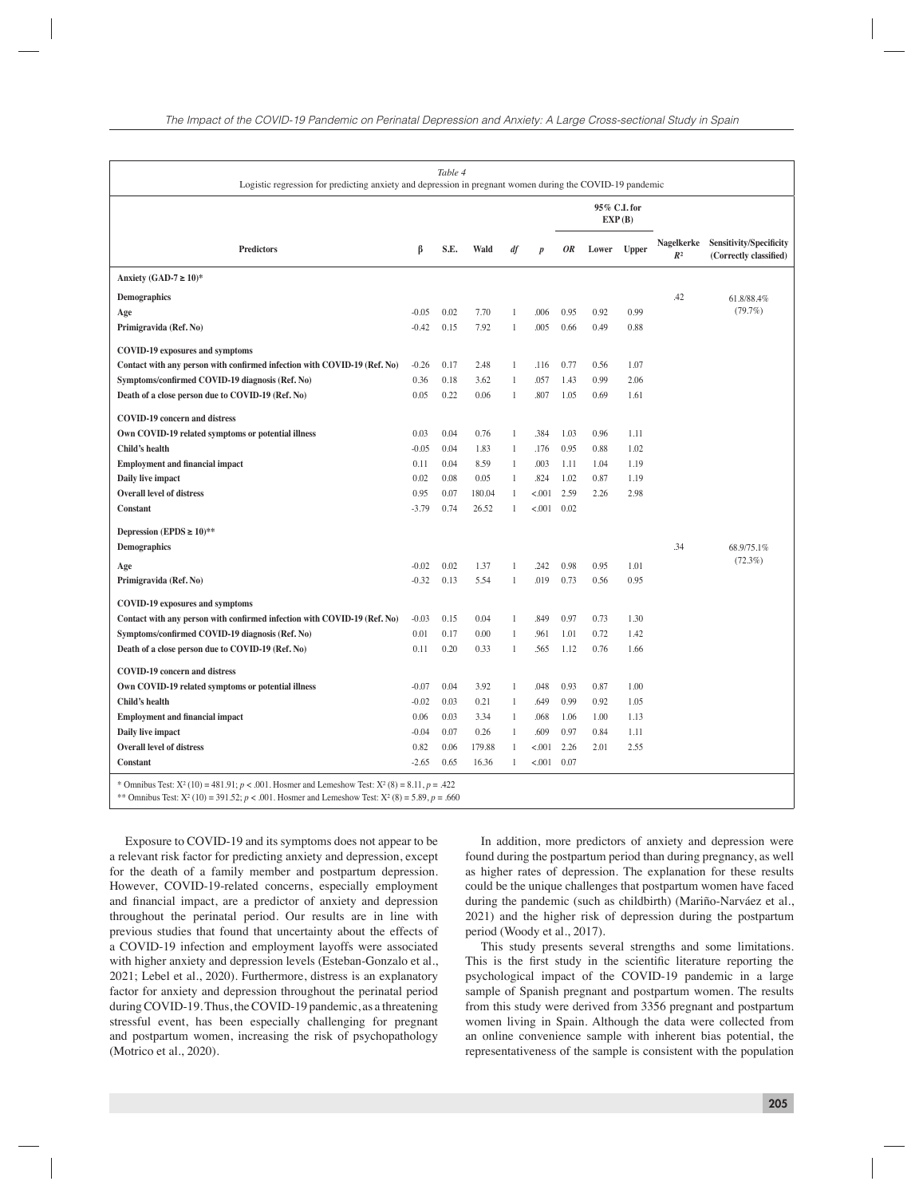*Table 4*
Logistic regression for predicting anxiety and depression in pregnant women during the COVID-19 pandemic

| Predictors | β | S.E. | Wald | *df* | *p* | *OR* | 95% C.I. for EXP (B) | | Nagelkerke $R^2$ | Sensitivity/Specificity (Correctly classified) |
|---|---|---|---|---|---|---|---|---|---|---|
| | | | | | | | Lower | Upper | | |
| **Anxiety (GAD-7 ≥ 10)*** | | | | | | | | | | |
| **Demographics** | | | | | | | | | .42 | 61.8/88.4% (79.7%) |
| **Age** | -0.05 | 0.02 | 7.70 | 1 | .006 | 0.95 | 0.92 | 0.99 | | |
| **Primigravida (Ref. No)** | -0.42 | 0.15 | 7.92 | 1 | .005 | 0.66 | 0.49 | 0.88 | | |
| **COVID-19 exposures and symptoms** | | | | | | | | | | |
| **Contact with any person with confirmed infection with COVID-19 (Ref. No)** | -0.26 | 0.17 | 2.48 | 1 | .116 | 0.77 | 0.56 | 1.07 | | |
| **Symptoms/confirmed COVID-19 diagnosis (Ref. No)** | 0.36 | 0.18 | 3.62 | 1 | .057 | 1.43 | 0.99 | 2.06 | | |
| **Death of a close person due to COVID-19 (Ref. No)** | 0.05 | 0.22 | 0.06 | 1 | .807 | 1.05 | 0.69 | 1.61 | | |
| **COVID-19 concern and distress** | | | | | | | | | | |
| **Own COVID-19 related symptoms or potential illness** | 0.03 | 0.04 | 0.76 | 1 | .384 | 1.03 | 0.96 | 1.11 | | |
| **Child's health** | -0.05 | 0.04 | 1.83 | 1 | .176 | 0.95 | 0.88 | 1.02 | | |
| **Employment and financial impact** | 0.11 | 0.04 | 8.59 | 1 | .003 | 1.11 | 1.04 | 1.19 | | |
| **Daily live impact** | 0.02 | 0.08 | 0.05 | 1 | .824 | 1.02 | 0.87 | 1.19 | | |
| **Overall level of distress** | 0.95 | 0.07 | 180.04 | 1 | <.001 | 2.59 | 2.26 | 2.98 | | |
| **Constant** | -3.79 | 0.74 | 26.52 | 1 | <.001 | 0.02 | | | | |
| **Depression (EPDS ≥ 10)**** | | | | | | | | | | |
| **Demographics** | | | | | | | | | .34 | 68.9/75.1% (72.3%) |
| **Age** | -0.02 | 0.02 | 1.37 | 1 | .242 | 0.98 | 0.95 | 1.01 | | |
| **Primigravida (Ref. No)** | -0.32 | 0.13 | 5.54 | 1 | .019 | 0.73 | 0.56 | 0.95 | | |
| **COVID-19 exposures and symptoms** | | | | | | | | | | |
| **Contact with any person with confirmed infection with COVID-19 (Ref. No)** | -0.03 | 0.15 | 0.04 | 1 | .849 | 0.97 | 0.73 | 1.30 | | |
| **Symptoms/confirmed COVID-19 diagnosis (Ref. No)** | 0.01 | 0.17 | 0.00 | 1 | .961 | 1.01 | 0.72 | 1.42 | | |
| **Death of a close person due to COVID-19 (Ref. No)** | 0.11 | 0.20 | 0.33 | 1 | .565 | 1.12 | 0.76 | 1.66 | | |
| **COVID-19 concern and distress** | | | | | | | | | | |
| **Own COVID-19 related symptoms or potential illness** | -0.07 | 0.04 | 3.92 | 1 | .048 | 0.93 | 0.87 | 1.00 | | |
| **Child's health** | -0.02 | 0.03 | 0.21 | 1 | .649 | 0.99 | 0.92 | 1.05 | | |
| **Employment and financial impact** | 0.06 | 0.03 | 3.34 | 1 | .068 | 1.06 | 1.00 | 1.13 | | |
| **Daily live impact** | -0.04 | 0.07 | 0.26 | 1 | .609 | 0.97 | 0.84 | 1.11 | | |
| **Overall level of distress** | 0.82 | 0.06 | 179.88 | 1 | <.001 | 2.26 | 2.01 | 2.55 | | |
| **Constant** | -2.65 | 0.65 | 16.36 | 1 | <.001 | 0.07 | | | | |

\* Omnibus Test: $X^2$ (10) = 481.91; $p < .001$. Hosmer and Lemeshow Test: $X^2$ (8) = 8.11, $p = .422$
\*\* Omnibus Test: $X^2$ (10) = 391.52; $p < .001$. Hosmer and Lemeshow Test: $X^2$ (8) = 5.89, $p = .660$

Exposure to COVID-19 and its symptoms does not appear to be a relevant risk factor for predicting anxiety and depression, except for the death of a family member and postpartum depression. However, COVID-19-related concerns, especially employment and financial impact, are a predictor of anxiety and depression throughout the perinatal period. Our results are in line with previous studies that found that uncertainty about the effects of a COVID-19 infection and employment layoffs were associated with higher anxiety and depression levels (Esteban-Gonzalo et al., 2021; Lebel et al., 2020). Furthermore, distress is an explanatory factor for anxiety and depression throughout the perinatal period during COVID-19. Thus, the COVID-19 pandemic, as a threatening stressful event, has been especially challenging for pregnant and postpartum women, increasing the risk of psychopathology (Motrico et al., 2020).

In addition, more predictors of anxiety and depression were found during the postpartum period than during pregnancy, as well as higher rates of depression. The explanation for these results could be the unique challenges that postpartum women have faced during the pandemic (such as childbirth) (Mariño-Narváez et al., 2021) and the higher risk of depression during the postpartum period (Woody et al., 2017).

This study presents several strengths and some limitations. This is the first study in the scientific literature reporting the psychological impact of the COVID-19 pandemic in a large sample of Spanish pregnant and postpartum women. The results from this study were derived from 3356 pregnant and postpartum women living in Spain. Although the data were collected from an online convenience sample with inherent bias potential, the representativeness of the sample is consistent with the population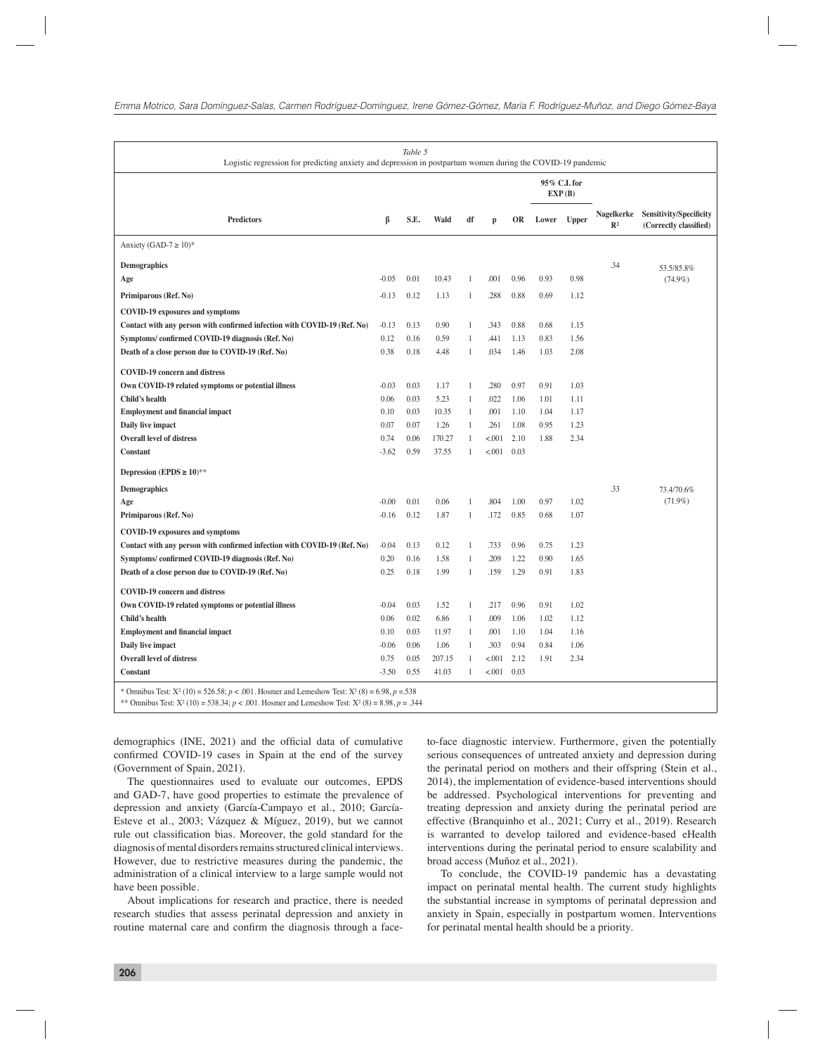*Table 5*
Logistic regression for predicting anxiety and depression in postpartum women during the COVID-19 pandemic

| Predictors | β | S.E. | Wald | df | p | OR | 95% C.I. for EXP (B) | | Nagelkerke $R^2$ | Sensitivity/Specificity (Correctly classified) |
|---|---|---|---|---|---|---|---|---|---|---|
| | | | | | | | Lower | Upper | | |
| Anxiety (GAD-7 ≥ 10)* | | | | | | | | | | |
| **Demographics** | | | | | | | | | .34 | 53.5/85.8% (74.9%) |
| **Age** | -0.05 | 0.01 | 10.43 | 1 | .001 | 0.96 | 0.93 | 0.98 | | |
| **Primiparous (Ref. No)** | -0.13 | 0.12 | 1.13 | 1 | .288 | 0.88 | 0.69 | 1.12 | | |
| **COVID-19 exposures and symptoms** | | | | | | | | | | |
| **Contact with any person with confirmed infection with COVID-19 (Ref. No)** | -0.13 | 0.13 | 0.90 | 1 | .343 | 0.88 | 0.68 | 1.15 | | |
| **Symptoms/ confirmed COVID-19 diagnosis (Ref. No)** | 0.12 | 0.16 | 0.59 | 1 | .441 | 1.13 | 0.83 | 1.56 | | |
| **Death of a close person due to COVID-19 (Ref. No)** | 0.38 | 0.18 | 4.48 | 1 | .034 | 1.46 | 1.03 | 2.08 | | |
| **COVID-19 concern and distress** | | | | | | | | | | |
| **Own COVID-19 related symptoms or potential illness** | -0.03 | 0.03 | 1.17 | 1 | .280 | 0.97 | 0.91 | 1.03 | | |
| **Child's health** | 0.06 | 0.03 | 5.23 | 1 | .022 | 1.06 | 1.01 | 1.11 | | |
| **Employment and financial impact** | 0.10 | 0.03 | 10.35 | 1 | .001 | 1.10 | 1.04 | 1.17 | | |
| **Daily live impact** | 0.07 | 0.07 | 1.26 | 1 | .261 | 1.08 | 0.95 | 1.23 | | |
| **Overall level of distress** | 0.74 | 0.06 | 170.27 | 1 | <.001 | 2.10 | 1.88 | 2.34 | | |
| **Constant** | -3.62 | 0.59 | 37.55 | 1 | <.001 | 0.03 | | | | |
| **Depression (EPDS ≥ 10)**** | | | | | | | | | | |
| **Demographics** | | | | | | | | | .33 | 73.4/70.6% (71.9%) |
| **Age** | -0.00 | 0.01 | 0.06 | 1 | .804 | 1.00 | 0.97 | 1.02 | | |
| **Primiparous (Ref. No)** | -0.16 | 0.12 | 1.87 | 1 | .172 | 0.85 | 0.68 | 1.07 | | |
| **COVID-19 exposures and symptoms** | | | | | | | | | | |
| **Contact with any person with confirmed infection with COVID-19 (Ref. No)** | -0.04 | 0.13 | 0.12 | 1 | .733 | 0.96 | 0.75 | 1.23 | | |
| **Symptoms/ confirmed COVID-19 diagnosis (Ref. No)** | 0.20 | 0.16 | 1.58 | 1 | .209 | 1.22 | 0.90 | 1.65 | | |
| **Death of a close person due to COVID-19 (Ref. No)** | 0.25 | 0.18 | 1.99 | 1 | .159 | 1.29 | 0.91 | 1.83 | | |
| **COVID-19 concern and distress** | | | | | | | | | | |
| **Own COVID-19 related symptoms or potential illness** | -0.04 | 0.03 | 1.52 | 1 | .217 | 0.96 | 0.91 | 1.02 | | |
| **Child's health** | 0.06 | 0.02 | 6.86 | 1 | .009 | 1.06 | 1.02 | 1.12 | | |
| **Employment and financial impact** | 0.10 | 0.03 | 11.97 | 1 | .001 | 1.10 | 1.04 | 1.16 | | |
| **Daily live impact** | -0.06 | 0.06 | 1.06 | 1 | .303 | 0.94 | 0.84 | 1.06 | | |
| **Overall level of distress** | 0.75 | 0.05 | 207.15 | 1 | <.001 | 2.12 | 1.91 | 2.34 | | |
| **Constant** | -3.50 | 0.55 | 41.03 | 1 | <.001 | 0.03 | | | | |

\* Omnibus Test: $X^2$ (10) = 526.58; $p < .001$. Hosmer and Lemeshow Test: $X^2$ (8) = 6.98, $p = .538$
\*\* Omnibus Test: $X^2$ (10) = 538.34; $p < .001$. Hosmer and Lemeshow Test: $X^2$ (8) = 8.98, $p = .344$

demographics (INE, 2021) and the official data of cumulative confirmed COVID-19 cases in Spain at the end of the survey (Government of Spain, 2021).

The questionnaires used to evaluate our outcomes, EPDS and GAD-7, have good properties to estimate the prevalence of depression and anxiety (García-Campayo et al., 2010; García-Esteve et al., 2003; Vázquez & Míguez, 2019), but we cannot rule out classification bias. Moreover, the gold standard for the diagnosis of mental disorders remains structured clinical interviews. However, due to restrictive measures during the pandemic, the administration of a clinical interview to a large sample would not have been possible.

About implications for research and practice, there is needed research studies that assess perinatal depression and anxiety in routine maternal care and confirm the diagnosis through a face-to-face diagnostic interview. Furthermore, given the potentially serious consequences of untreated anxiety and depression during the perinatal period on mothers and their offspring (Stein et al., 2014), the implementation of evidence-based interventions should be addressed. Psychological interventions for preventing and treating depression and anxiety during the perinatal period are effective (Branquinho et al., 2021; Curry et al., 2019). Research is warranted to develop tailored and evidence-based eHealth interventions during the perinatal period to ensure scalability and broad access (Muñoz et al., 2021).

To conclude, the COVID-19 pandemic has a devastating impact on perinatal mental health. The current study highlights the substantial increase in symptoms of perinatal depression and anxiety in Spain, especially in postpartum women. Interventions for perinatal mental health should be a priority.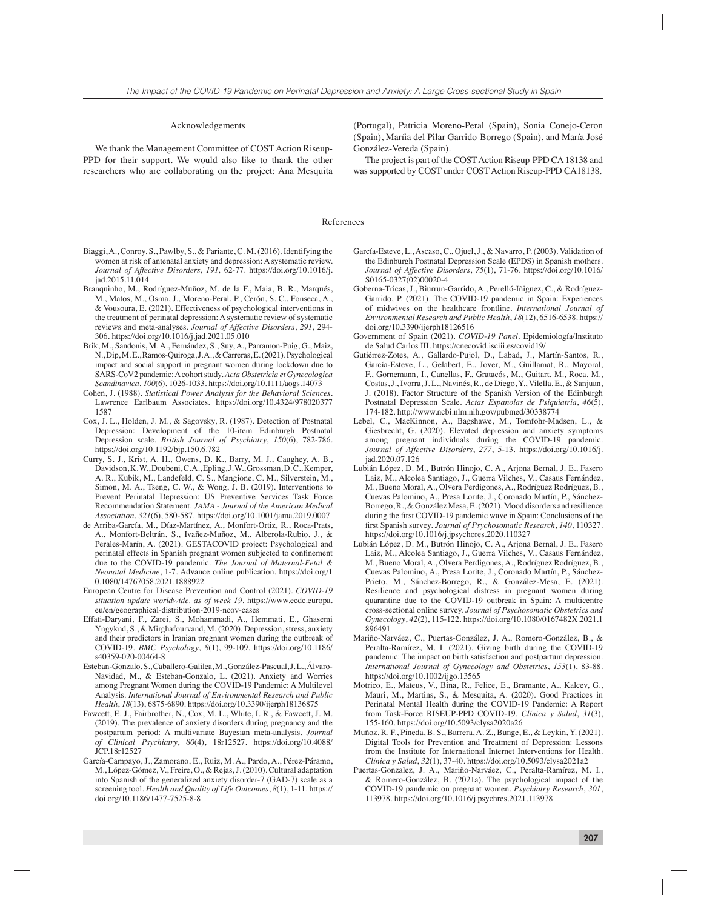## Acknowledgements

We thank the Management Committee of COST Action Riseup-PPD for their support. We would also like to thank the other researchers who are collaborating on the project: Ana Mesquita (Portugal), Patricia Moreno-Peral (Spain), Sonia Conejo-Ceron (Spain), Maríia del Pilar Garrido-Borrego (Spain), and María José González-Vereda (Spain).

The project is part of the COST Action Riseup-PPD CA 18138 and was supported by COST under COST Action Riseup-PPD CA18138.

## References

Biaggi, A., Conroy, S., Pawlby, S., & Pariante, C. M. (2016). Identifying the women at risk of antenatal anxiety and depression: A systematic review. *Journal of Affective Disorders, 191,* 62-77. https://doi.org/10.1016/j.jad.2015.11.014

Branquinho, M., Rodríguez-Muñoz, M. de la F., Maia, B. R., Marqués, M., Matos, M., Osma, J., Moreno-Peral, P., Cerón, S. C., Fonseca, A., & Vousoura, E. (2021). Effectiveness of psychological interventions in the treatment of perinatal depression: A systematic review of systematic reviews and meta-analyses. *Journal of Affective Disorders*, *291*, 294-306. https://doi.org/10.1016/j.jad.2021.05.010

Brik, M., Sandonis, M. A., Fernández, S., Suy, A., Parramon-Puig, G., Maiz, N., Dip, M. E., Ramos-Quiroga, J. A., & Carreras, E. (2021). Psychological impact and social support in pregnant women during lockdown due to SARS-CoV2 pandemic: A cohort study. *Acta Obstetricia et Gynecologica Scandinavica*, *100*(6), 1026-1033. https://doi.org/10.1111/aogs.14073

Cohen, J. (1988). *Statistical Power Analysis for the Behavioral Sciences*. Lawrence Earlbaum Associates. https://doi.org/10.4324/9780203771587

Cox, J. L., Holden, J. M., & Sagovsky, R. (1987). Detection of Postnatal Depression: Development of the 10-item Edinburgh Postnatal Depression scale. *British Journal of Psychiatry*, *150*(6), 782-786. https://doi.org/10.1192/bjp.150.6.782

Curry, S. J., Krist, A. H., Owens, D. K., Barry, M. J., Caughey, A. B., Davidson, K. W., Doubeni, C. A., Epling, J. W., Grossman, D. C., Kemper, A. R., Kubik, M., Landefeld, C. S., Mangione, C. M., Silverstein, M., Simon, M. A., Tseng, C. W., & Wong, J. B. (2019). Interventions to Prevent Perinatal Depression: US Preventive Services Task Force Recommendation Statement. *JAMA - Journal of the American Medical Association*, *321*(6), 580-587. https://doi.org/10.1001/jama.2019.0007

de Arriba-García, M., Díaz-Martínez, A., Monfort-Ortiz, R., Roca-Prats, A., Monfort-Beltrán, S., Ivañez-Muñoz, M., Alberola-Rubio, J., & Perales-Marín, A. (2021). GESTACOVID project: Psychological and perinatal effects in Spanish pregnant women subjected to confinement due to the COVID-19 pandemic. *The Journal of Maternal-Fetal & Neonatal Medicine*, 1-7. Advance online publication. https://doi.org/10.1080/14767058.2021.1888922

European Centre for Disease Prevention and Control (2021). *COVID-19 situation update worldwide, as of week 19*. https://www.ecdc.europa.eu/en/geographical-distribution-2019-ncov-cases

Effati-Daryani, F., Zarei, S., Mohammadi, A., Hemmati, E., Ghasemi Yngyknd, S., & Mirghafourvand, M. (2020). Depression, stress, anxiety and their predictors in Iranian pregnant women during the outbreak of COVID-19. *BMC Psychology*, *8*(1), 99-109. https://doi.org/10.1186/s40359-020-00464-8

Esteban-Gonzalo, S., Caballero-Galilea, M., González-Pascual, J. L., Álvaro-Navidad, M., & Esteban-Gonzalo, L. (2021). Anxiety and Worries among Pregnant Women during the COVID-19 Pandemic: A Multilevel Analysis. *International Journal of Environmental Research and Public Health*, *18*(13), 6875-6890. https://doi.org/10.3390/ijerph18136875

Fawcett, E. J., Fairbrother, N., Cox, M. L., White, I. R., & Fawcett, J. M. (2019). The prevalence of anxiety disorders during pregnancy and the postpartum period: A multivariate Bayesian meta-analysis. *Journal of Clinical Psychiatry*, *80*(4), 18r12527. https://doi.org/10.4088/JCP.18r12527

García-Campayo, J., Zamorano, E., Ruiz, M. A., Pardo, A., Pérez-Páramo, M., López-Gómez, V., Freire, O., & Rejas, J. (2010). Cultural adaptation into Spanish of the generalized anxiety disorder-7 (GAD-7) scale as a screening tool. *Health and Quality of Life Outcomes*, *8*(1), 1-11. https://doi.org/10.1186/1477-7525-8-8

García-Esteve, L., Ascaso, C., Ojuel, J., & Navarro, P. (2003). Validation of the Edinburgh Postnatal Depression Scale (EPDS) in Spanish mothers. *Journal of Affective Disorders*, *75*(1), 71-76. https://doi.org/10.1016/S0165-0327(02)00020-4

Goberna-Tricas, J., Biurrun-Garrido, A., Perelló-Iñiguez, C., & Rodríguez-Garrido, P. (2021). The COVID-19 pandemic in Spain: Experiences of midwives on the healthcare frontline. *International Journal of Environmental Research and Public Health*, *18*(12), 6516-6538. https://doi.org/10.3390/ijerph18126516

Government of Spain (2021). *COVID-19 Panel*. Epidemiología/Instituto de Salud Carlos III. https://cnecovid.isciii.es/covid19/

Gutiérrez-Zotes, A., Gallardo-Pujol, D., Labad, J., Martín-Santos, R., García-Esteve, L., Gelabert, E., Jover, M., Guillamat, R., Mayoral, F., Gornemann, I., Canellas, F., Gratacós, M., Guitart, M., Roca, M., Costas, J., Ivorra, J. L., Navinés, R., de Diego, Y., Vilella, E., & Sanjuan, J. (2018). Factor Structure of the Spanish Version of the Edinburgh Postnatal Depression Scale. *Actas Espanolas de Psiquiatria*, *46*(5), 174-182. http://www.ncbi.nlm.nih.gov/pubmed/30338774

Lebel, C., MacKinnon, A., Bagshawe, M., Tomfohr-Madsen, L., & Giesbrecht, G. (2020). Elevated depression and anxiety symptoms among pregnant individuals during the COVID-19 pandemic. *Journal of Affective Disorders*, *277*, 5-13. https://doi.org/10.1016/j.jad.2020.07.126

Lubián López, D. M., Butrón Hinojo, C. A., Arjona Bernal, J. E., Fasero Laiz, M., Alcolea Santiago, J., Guerra Vilches, V., Casaus Fernández, M., Bueno Moral, A., Olvera Perdigones, A., Rodríguez Rodríguez, B., Cuevas Palomino, A., Presa Lorite, J., Coronado Martín, P., Sánchez-Borrego, R., & González Mesa, E. (2021). Mood disorders and resilience during the first COVID-19 pandemic wave in Spain: Conclusions of the first Spanish survey. *Journal of Psychosomatic Research*, *140*, 110327. https://doi.org/10.1016/j.jpsychores.2020.110327

Lubián López, D. M., Butrón Hinojo, C. A., Arjona Bernal, J. E., Fasero Laiz, M., Alcolea Santiago, J., Guerra Vilches, V., Casaus Fernández, M., Bueno Moral, A., Olvera Perdigones, A., Rodríguez Rodríguez, B., Cuevas Palomino, A., Presa Lorite, J., Coronado Martín, P., Sánchez-Prieto, M., Sánchez-Borrego, R., & González-Mesa, E. (2021). Resilience and psychological distress in pregnant women during quarantine due to the COVID-19 outbreak in Spain: A multicentre cross-sectional online survey. *Journal of Psychosomatic Obstetrics and Gynecology*, *42*(2), 115-122. https://doi.org/10.1080/0167482X.2021.1896491

Mariño-Narváez, C., Puertas-González, J. A., Romero-González, B., & Peralta-Ramírez, M. I. (2021). Giving birth during the COVID-19 pandemic: The impact on birth satisfaction and postpartum depression. *International Journal of Gynecology and Obstetrics*, *153*(1), 83-88. https://doi.org/10.1002/ijgo.13565

Motrico, E., Mateus, V., Bina, R., Felice, E., Bramante, A., Kalcev, G., Mauri, M., Martins, S., & Mesquita, A. (2020). Good Practices in Perinatal Mental Health during the COVID-19 Pandemic: A Report from Task-Force RISEUP-PPD COVID-19. *Clínica y Salud*, *31*(3), 155-160. https://doi.org/10.5093/clysa2020a26

Muñoz, R. F., Pineda, B. S., Barrera, A. Z., Bunge, E., & Leykin, Y. (2021). Digital Tools for Prevention and Treatment of Depression: Lessons from the Institute for International Internet Interventions for Health. *Clínica y Salud*, *32*(1), 37-40. https://doi.org/10.5093/clysa2021a2

Puertas-Gonzalez, J. A., Mariño-Narváez, C., Peralta-Ramírez, M. I., & Romero-González, B. (2021a). The psychological impact of the COVID-19 pandemic on pregnant women. *Psychiatry Research*, *301*, 113978. https://doi.org/10.1016/j.psychres.2021.113978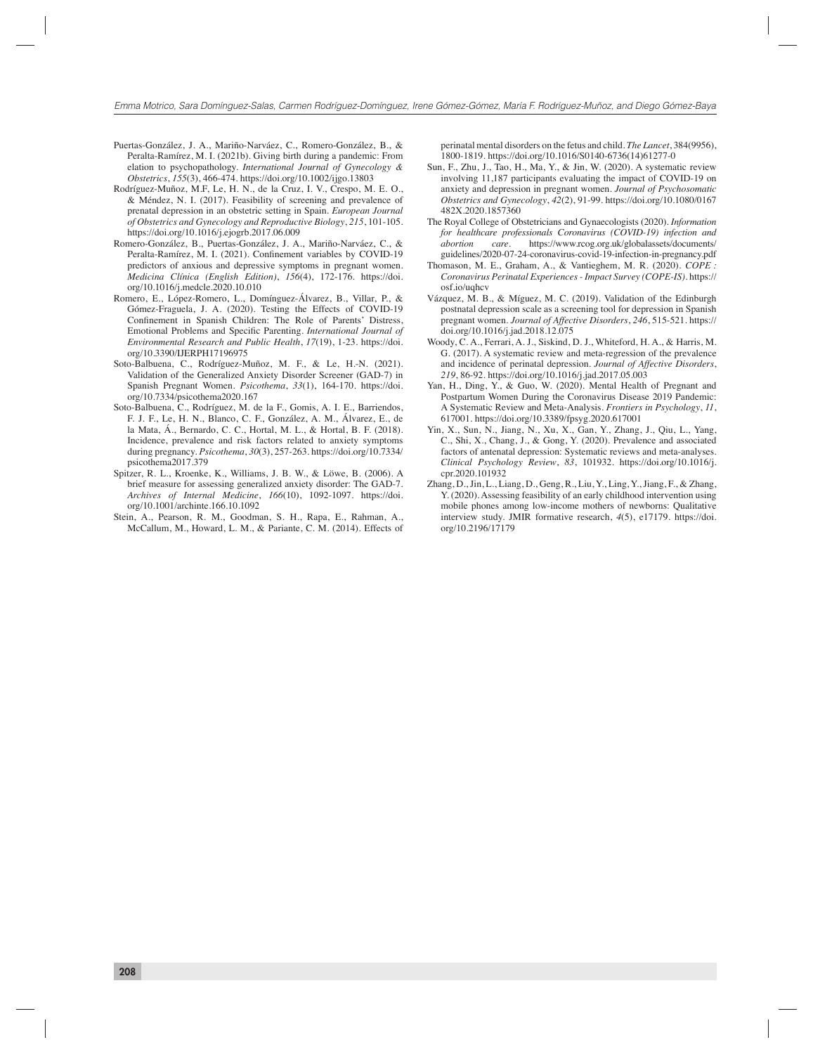Puertas-González, J. A., Mariño-Narváez, C., Romero-González, B., & Peralta-Ramírez, M. I. (2021b). Giving birth during a pandemic: From elation to psychopathology. *International Journal of Gynecology & Obstetrics*, *155*(3), 466-474. https://doi.org/10.1002/ijgo.13803

Rodríguez-Muñoz, M.F, Le, H. N., de la Cruz, I. V., Crespo, M. E. O., & Méndez, N. I. (2017). Feasibility of screening and prevalence of prenatal depression in an obstetric setting in Spain. *European Journal of Obstetrics and Gynecology and Reproductive Biology*, *215*, 101-105. https://doi.org/10.1016/j.ejogrb.2017.06.009

Romero-González, B., Puertas-González, J. A., Mariño-Narváez, C., & Peralta-Ramírez, M. I. (2021). Confinement variables by COVID-19 predictors of anxious and depressive symptoms in pregnant women. *Medicina Clínica (English Edition)*, *156*(4), 172-176. https://doi.org/10.1016/j.medcle.2020.10.010

Romero, E., López-Romero, L., Domínguez-Álvarez, B., Villar, P., & Gómez-Fraguela, J. A. (2020). Testing the Effects of COVID-19 Confinement in Spanish Children: The Role of Parents' Distress, Emotional Problems and Specific Parenting. *International Journal of Environmental Research and Public Health*, *17*(19), 1-23. https://doi.org/10.3390/IJERPH17196975

Soto-Balbuena, C., Rodríguez-Muñoz, M. F., & Le, H.-N. (2021). Validation of the Generalized Anxiety Disorder Screener (GAD-7) in Spanish Pregnant Women. *Psicothema*, *33*(1), 164-170. https://doi.org/10.7334/psicothema2020.167

Soto-Balbuena, C., Rodríguez, M. de la F., Gomis, A. I. E., Barriendos, F. J. F., Le, H. N., Blanco, C. F., González, A. M., Álvarez, E., de la Mata, Á., Bernardo, C. C., Hortal, M. L., & Hortal, B. F. (2018). Incidence, prevalence and risk factors related to anxiety symptoms during pregnancy. *Psicothema*, *30*(3), 257-263. https://doi.org/10.7334/psicothema2017.379

Spitzer, R. L., Kroenke, K., Williams, J. B. W., & Löwe, B. (2006). A brief measure for assessing generalized anxiety disorder: The GAD-7. *Archives of Internal Medicine*, *166*(10), 1092-1097. https://doi.org/10.1001/archinte.166.10.1092

Stein, A., Pearson, R. M., Goodman, S. H., Rapa, E., Rahman, A., McCallum, M., Howard, L. M., & Pariante, C. M. (2014). Effects of perinatal mental disorders on the fetus and child. *The Lancet*, 384(9956), 1800-1819. https://doi.org/10.1016/S0140-6736(14)61277-0

Sun, F., Zhu, J., Tao, H., Ma, Y., & Jin, W. (2020). A systematic review involving 11,187 participants evaluating the impact of COVID-19 on anxiety and depression in pregnant women. *Journal of Psychosomatic Obstetrics and Gynecology*, *42*(2), 91-99. https://doi.org/10.1080/0167482X.2020.1857360

The Royal College of Obstetricians and Gynaecologists (2020). *Information for healthcare professionals Coronavirus (COVID-19) infection and abortion care*. https://www.rcog.org.uk/globalassets/documents/guidelines/2020-07-24-coronavirus-covid-19-infection-in-pregnancy.pdf

Thomason, M. E., Graham, A., & Vantieghem, M. R. (2020). *COPE : Coronavirus Perinatal Experiences - Impact Survey (COPE-IS)*. https://osf.io/uqhcv

Vázquez, M. B., & Míguez, M. C. (2019). Validation of the Edinburgh postnatal depression scale as a screening tool for depression in Spanish pregnant women. *Journal of Affective Disorders*, *246*, 515-521. https://doi.org/10.1016/j.jad.2018.12.075

Woody, C. A., Ferrari, A. J., Siskind, D. J., Whiteford, H. A., & Harris, M. G. (2017). A systematic review and meta-regression of the prevalence and incidence of perinatal depression. *Journal of Affective Disorders*, *219*, 86-92. https://doi.org/10.1016/j.jad.2017.05.003

Yan, H., Ding, Y., & Guo, W. (2020). Mental Health of Pregnant and Postpartum Women During the Coronavirus Disease 2019 Pandemic: A Systematic Review and Meta-Analysis. *Frontiers in Psychology*, *11*, 617001. https://doi.org/10.3389/fpsyg.2020.617001

Yin, X., Sun, N., Jiang, N., Xu, X., Gan, Y., Zhang, J., Qiu, L., Yang, C., Shi, X., Chang, J., & Gong, Y. (2020). Prevalence and associated factors of antenatal depression: Systematic reviews and meta-analyses. *Clinical Psychology Review*, *83*, 101932. https://doi.org/10.1016/j.cpr.2020.101932

Zhang, D., Jin, L., Liang, D., Geng, R., Liu, Y., Ling, Y., Jiang, F., & Zhang, Y. (2020). Assessing feasibility of an early childhood intervention using mobile phones among low-income mothers of newborns: Qualitative interview study. JMIR formative research, *4*(5), e17179. https://doi.org/10.2196/17179